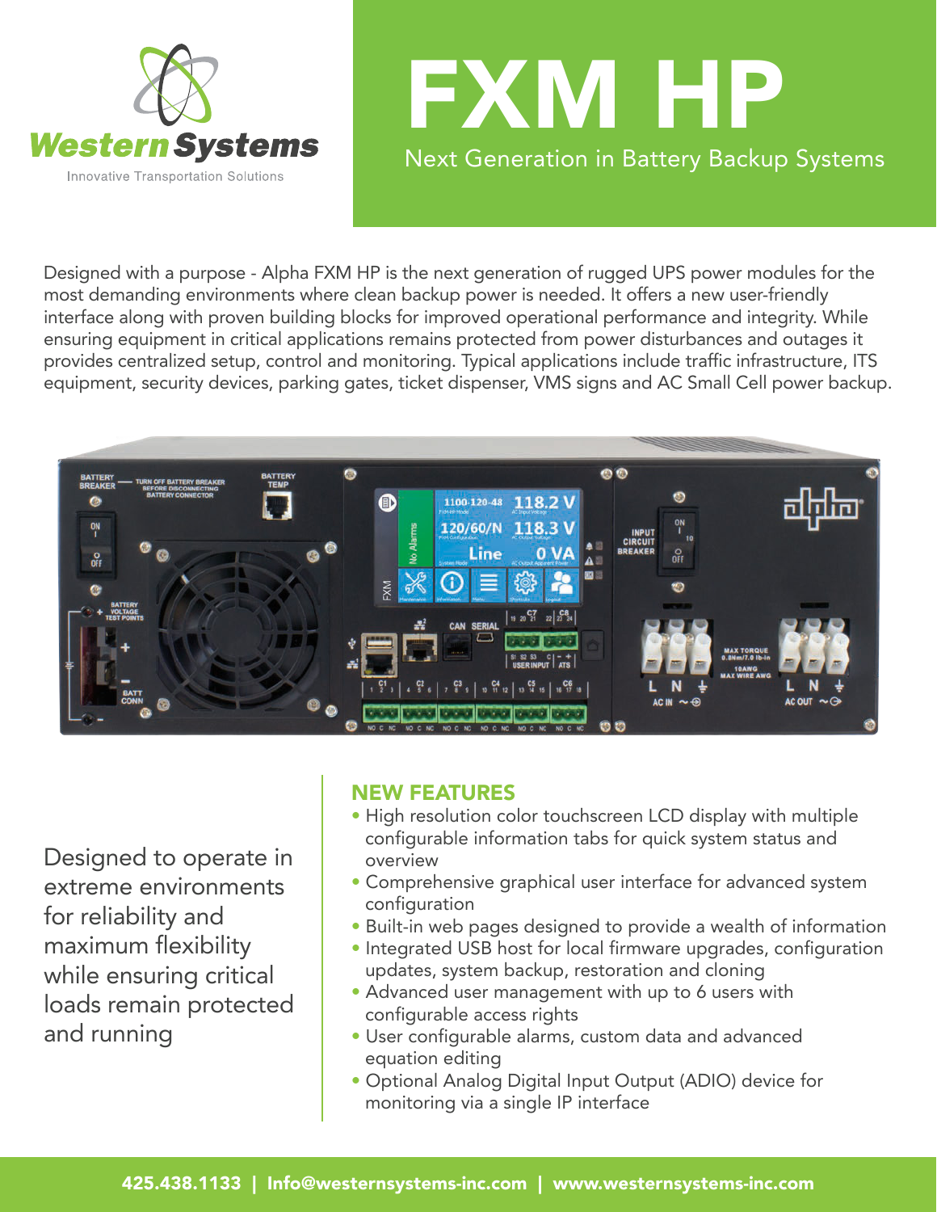Western Systems

Innovative Transportation Solutions

# FXM HP

Next Generation in Battery Backup Systems

Designed with a purpose - Alpha FXM HP is the next generation of rugged UPS power modules for the most demanding environments where clean backup power is needed. It offers a new user-friendly interface along with proven building blocks for improved operational performance and integrity. While ensuring equipment in critical applications remains protected from power disturbances and outages it provides centralized setup, control and monitoring. Typical applications include traffic infrastructure, ITS equipment, security devices, parking gates, ticket dispenser, VMS signs and AC Small Cell power backup.

Designed to operate in extreme environments for reliability and maximum flexibility while ensuring critical loads remain protected and running

## NEW FEATURES

- High resolution color touchscreen LCD display with multiple configurable information tabs for quick system status and overview
- Comprehensive graphical user interface for advanced system configuration
- Built-in web pages designed to provide a wealth of information
- Integrated USB host for local firmware upgrades, configuration updates, system backup, restoration and cloning
- Advanced user management with up to 6 users with configurable access rights
- User configurable alarms, custom data and advanced equation editing
- Optional Analog Digital Input Output (ADIO) device for monitoring via a single IP interface

425.438.1133 | Info@westernsystems-inc.com | www.westernsystems-inc.com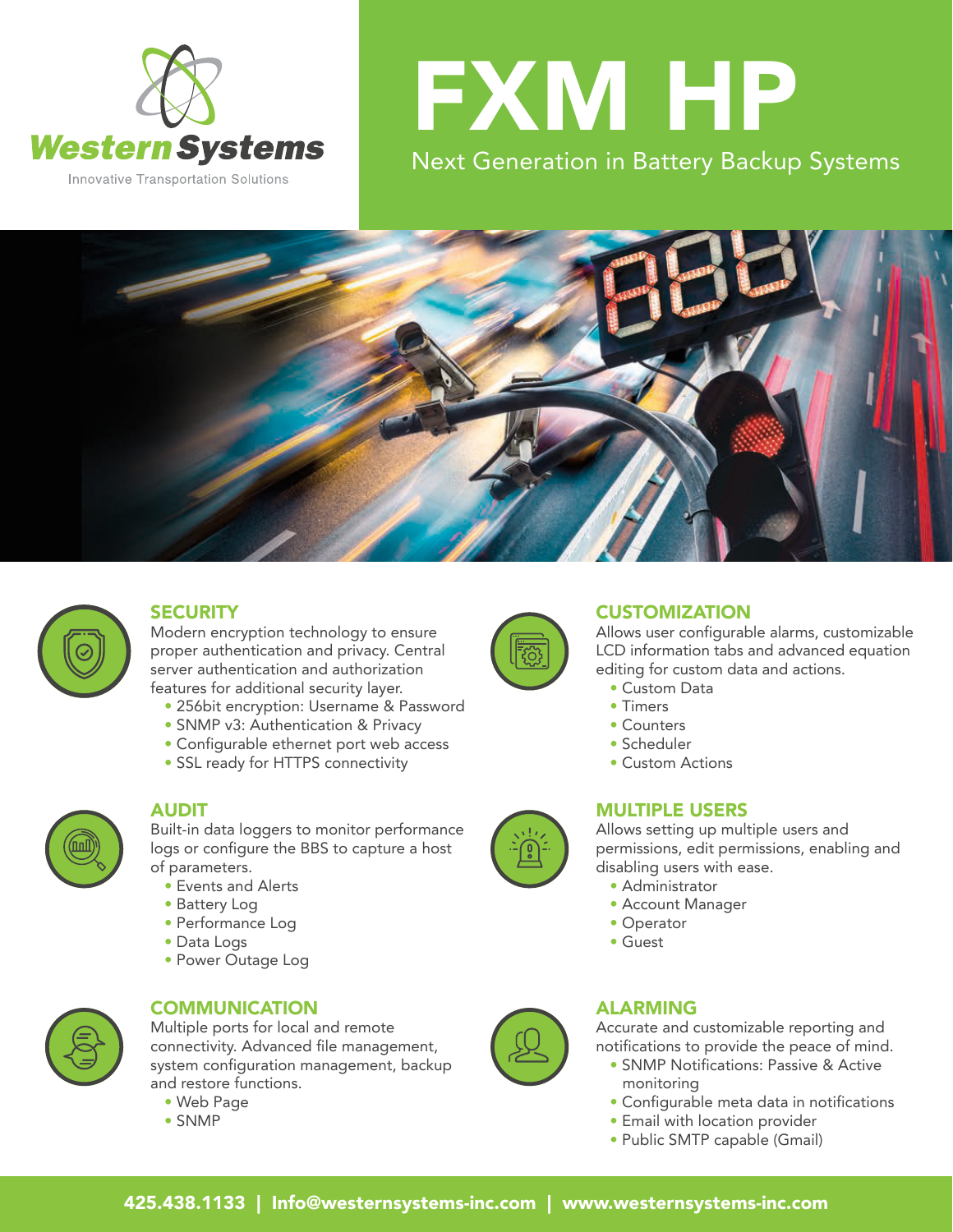Western Systems

Innovative Transportation Solutions

# FXM HP

Next Generation in Battery Backup Systems

## SECURITY

Modern encryption technology to ensure proper authentication and privacy. Central server authentication and authorization features for additional security layer.

- 256bit encryption: Username & Password
- SNMP v3: Authentication & Privacy
- Configurable ethernet port web access
- SSL ready for HTTPS connectivity

## AUDIT

Built-in data loggers to monitor performance logs or configure the BBS to capture a host of parameters.

- Events and Alerts
- Battery Log
- Performance Log
- Data Logs
- Power Outage Log

## COMMUNICATION

Multiple ports for local and remote connectivity. Advanced file management, system configuration management, backup and restore functions.

- Web Page
- SNMP

## CUSTOMIZATION

Allows user configurable alarms, customizable LCD information tabs and advanced equation editing for custom data and actions.

- Custom Data
- Timers
- Counters
- Scheduler
- Custom Actions

## MULTIPLE USERS

Allows setting up multiple users and permissions, edit permissions, enabling and disabling users with ease.

- Administrator
- Account Manager
- Operator
- Guest

## ALARMING

Accurate and customizable reporting and notifications to provide the peace of mind.

- SNMP Notifications: Passive & Active monitoring
- Configurable meta data in notifications
- Email with location provider
- Public SMTP capable (Gmail)

**425.438.1133 | Info@westernsystems-inc.com | www.westernsystems-inc.com**